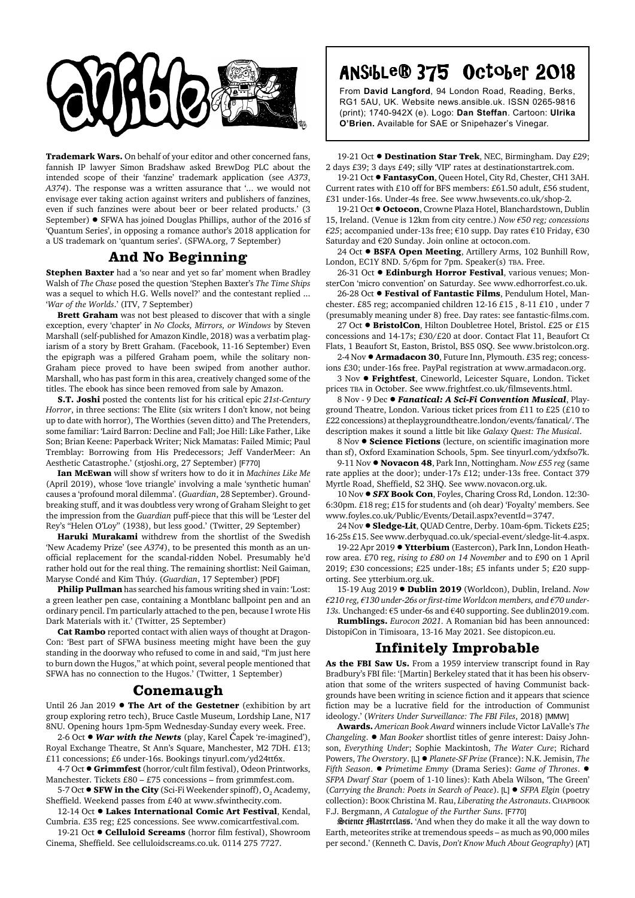# ANSIBLE® 375 October 2018

From **David Langford**, 94 London Road, Reading, Berks, RG1 5AU, UK. Website news.ansible.uk. ISSN 0265-9816 (print); 1740-942X (e). Logo: **Dan Steffan**. Cartoon: **Ulrika O'Brien.** Available for SAE or Snipehazer's Vinegar.

**Trademark Wars.** On behalf of your editor and other concerned fans, fannish IP lawyer Simon Bradshaw asked BrewDog PLC about the intended scope of their 'fanzine' trademark application (see *A373*, *A374*). The response was a written assurance that '... we would not envisage ever taking action against writers and publishers of fanzines, even if such fanzines were about beer or beer related products.' (3 September) ● SFWA has joined Douglas Phillips, author of the 2016 sf 'Quantum Series', in opposing a romance author's 2018 application for a US trademark on 'quantum series'. (SFWA.org, 7 September)

## And No Beginning

**Stephen Baxter** had a 'so near and yet so far' moment when Bradley Walsh of *The Chase* posed the question 'Stephen Baxter's *The Time Ships* was a sequel to which H.G. Wells novel?' and the contestant replied ... '*War of the Worlds*.' (ITV, 7 September)

**Brett Graham** was not best pleased to discover that with a single exception, every 'chapter' in *No Clocks, Mirrors, or Windows* by Steven Marshall (self-published for Amazon Kindle, 2018) was a verbatim plagiarism of a story by Brett Graham. (Facebook, 11-16 September) Even the epigraph was a pilfered Graham poem, while the solitary non-Graham piece proved to have been swiped from another author. Marshall, who has past form in this area, creatively changed some of the titles. The ebook has since been removed from sale by Amazon.

**S.T. Joshi** posted the contents list for his critical epic *21st-Century Horror*, in three sections: The Elite (six writers I don't know, not being up to date with horror), The Worthies (seven ditto) and The Pretenders, some familiar: 'Laird Barron: Decline and Fall; Joe Hill: Like Father, Like Son; Brian Keene: Paperback Writer; Nick Mamatas: Failed Mimic; Paul Tremblay: Borrowing from His Predecessors; Jeff VanderMeer: An Aesthetic Catastrophe.' (stjoshi.org, 27 September) [F770]

**Ian McEwan** will show sf writers how to do it in *Machines Like Me* (April 2019), whose 'love triangle' involving a male 'synthetic human' causes a 'profound moral dilemma'. (*Guardian*, 28 September). Groundbreaking stuff, and it was doubtless very wrong of Graham Sleight to get the impression from the *Guardian* puff-piece that this will be 'Lester del Rey's "Helen O'Loy" (1938), but less good.' (Twitter, 29 September)

**Haruki Murakami** withdrew from the shortlist of the Swedish 'New Academy Prize' (see *A374*), to be presented this month as an unofficial replacement for the scandal-ridden Nobel. Presumably he'd rather hold out for the real thing. The remaining shortlist: Neil Gaiman, Maryse Condé and Kim Thúy. (*Guardian*, 17 September) [PDF]

**Philip Pullman** has searched his famous writing shed in vain: 'Lost: a green leather pen case, containing a Montblanc ballpoint pen and an ordinary pencil. I'm particularly attached to the pen, because I wrote His Dark Materials with it.' (Twitter, 25 September)

**Cat Rambo** reported contact with alien ways of thought at DragonCon: 'Best part of SFWA business meeting might have been the guy standing in the doorway who refused to come in and said, "I'm just here to burn down the Hugos," at which point, several people mentioned that SFWA has no connection to the Hugos.' (Twitter, 1 September)

## Conemaugh

Until 26 Jan 2019 ● **The Art of the Gestetner** (exhibition by art group exploring retro tech), Bruce Castle Museum, Lordship Lane, N17 8NU. Opening hours 1pm-5pm Wednesday-Sunday every week. Free.

2-6 Oct ● ***War with the Newts*** (play, Karel Čapek 're-imagined'), Royal Exchange Theatre, St Ann's Square, Manchester, M2 7DH. £13; £11 concessions; £6 under-16s. Bookings tinyurl.com/yd24tt6x.

4-7 Oct ● **Grimmfest** (horror/cult film festival), Odeon Printworks, Manchester. Tickets £80 – £75 concessions – from grimmfest.com.

5-7 Oct ● **SFW in the City** (Sci-Fi Weekender spinoff), $O_2$ Academy, Sheffield. Weekend passes from £40 at www.sfwinthecity.com.

12-14 Oct ● **Lakes International Comic Art Festival**, Kendal, Cumbria. £35 reg; £25 concessions. See www.comicartfestival.com.

19-21 Oct ● **Celluloid Screams** (horror film festival), Showroom Cinema, Sheffield. See celluloidscreams.co.uk. 0114 275 7727.

19-21 Oct ● **Destination Star Trek**, NEC, Birmingham. Day £29; 2 days £39; 3 days £49; silly 'VIP' rates at destinationstartrek.com.

19-21 Oct ● **FantasyCon**, Queen Hotel, City Rd, Chester, CH1 3AH. Current rates with £10 off for BFS members: £61.50 adult, £56 student, £31 under-16s. Under-4s free. See www.hwsevents.co.uk/shop-2.

19-21 Oct ● **Octocon**, Crowne Plaza Hotel, Blanchardstown, Dublin 15, Ireland. (Venue is 12km from city centre.) *Now €50 reg; concessions €25*; accompanied under-13s free; €10 supp. Day rates €10 Friday, €30 Saturday and €20 Sunday. Join online at octocon.com.

24 Oct ● **BSFA Open Meeting**, Artillery Arms, 102 Bunhill Row, London, EC1Y 8ND. 5/6pm for 7pm. Speaker(s) TBA. Free.

26-31 Oct ● **Edinburgh Horror Festival**, various venues; MonsterCon 'micro convention' on Saturday. See www.edhorrorfest.co.uk.

26-28 Oct ● **Festival of Fantastic Films**, Pendulum Hotel, Manchester. £85 reg; accompanied children 12-16 £15 , 8-11 £10 , under 7 (presumably meaning under 8) free. Day rates: see fantastic-films.com.

27 Oct ● **BristolCon**, Hilton Doubletree Hotel, Bristol. £25 or £15 concessions and 14-17s; £30/£20 at door. Contact Flat 11, Beaufort Ct Flats, 1 Beaufort St, Easton, Bristol, BS5 0SQ. See www.bristolcon.org.

2-4 Nov ● **Armadacon 30**, Future Inn, Plymouth. £35 reg; concessions £30; under-16s free. PayPal registration at www.armadacon.org.

3 Nov ● **Frightfest**, Cineworld, Leicester Square, London. Ticket prices TBA in October. See www.frightfest.co.uk/filmsevents.html.

8 Nov - 9 Dec ● ***Fanatical: A Sci-Fi Convention Musical***, Playground Theatre, London. Various ticket prices from £11 to £25 (£10 to £22 concessions) at theplaygroundtheatre.london/events/fanatical/. The description makes it sound a little bit like *Galaxy Quest: The Musical*.

8 Nov ● **Science Fictions** (lecture, on scientific imagination more than sf), Oxford Examination Schools, 5pm. See tinyurl.com/ydxfso7k.

9-11 Nov ● **Novacon 48**, Park Inn, Nottingham. *Now £55 reg* (same rate applies at the door); under-17s £12; under-13s free. Contact 379 Myrtle Road, Sheffield, S2 3HQ. See www.novacon.org.uk.

10 Nov ● ***SFX* Book Con**, Foyles, Charing Cross Rd, London. 12:30-6:30pm. £18 reg; £15 for students and (oh dear) 'Foyalty' members. See www.foyles.co.uk/Public/Events/Detail.aspx?eventId=3747.

24 Nov ● **Sledge-Lit**, QUAD Centre, Derby. 10am-6pm. Tickets £25; 16-25s £15. See www.derbyquad.co.uk/special-event/sledge-lit-4.aspx.

19-22 Apr 2019 ● **Ytterbium** (Eastercon), Park Inn, London Heathrow area. £70 reg, *rising to £80 on 14 November* and to £90 on 1 April 2019; £30 concessions; £25 under-18s; £5 infants under 5; £20 supporting. See ytterbium.org.uk.

15-19 Aug 2019 ● **Dublin 2019** (Worldcon), Dublin, Ireland. *Now €210 reg, €130 under-26s or first-time Worldcon members, and €70 under-13s.* Unchanged: €5 under-6s and €40 supporting. See dublin2019.com.

**Rumblings.** *Eurocon 2021.* A Romanian bid has been announced: DistopiCon in Timisoara, 13-16 May 2021. See distopicon.eu.

## Infinitely Improbable

**As the FBI Saw Us.** From a 1959 interview transcript found in Ray Bradbury's FBI file: '[Martin] Berkeley stated that it has been his observation that some of the writers suspected of having Communist backgrounds have been writing in science fiction and it appears that science fiction may be a lucrative field for the introduction of Communist ideology.' (*Writers Under Surveillance: The FBI Files*, 2018) [MMW]

**Awards.** *American Book Award* winners include Victor LaValle's *The Changeling*. ● *Man Booker* shortlist titles of genre interest: Daisy Johnson, *Everything Under*; Sophie Mackintosh, *The Water Cure*; Richard Powers, *The Overstory*. [L] ● *Planete-SF Prize* (France): N.K. Jemisin, *The Fifth Season*. ● *Primetime Emmy* (Drama Series): *Game of Thrones*. ● *SFPA Dwarf Star* (poem of 1-10 lines): Kath Abela Wilson, 'The Green' (*Carrying the Branch: Poets in Search of Peace*). [L] ● *SFPA Elgin* (poetry collection): BOOK Christina M. Rau, *Liberating the Astronauts*. CHAPBOOK F.J. Bergmann, *A Catalogue of the Further Suns*. [F770]

**Science Masterclass.** 'And when they do make it all the way down to Earth, meteorites strike at tremendous speeds – as much as 90,000 miles per second.' (Kenneth C. Davis, *Don't Know Much About Geography*) [AT]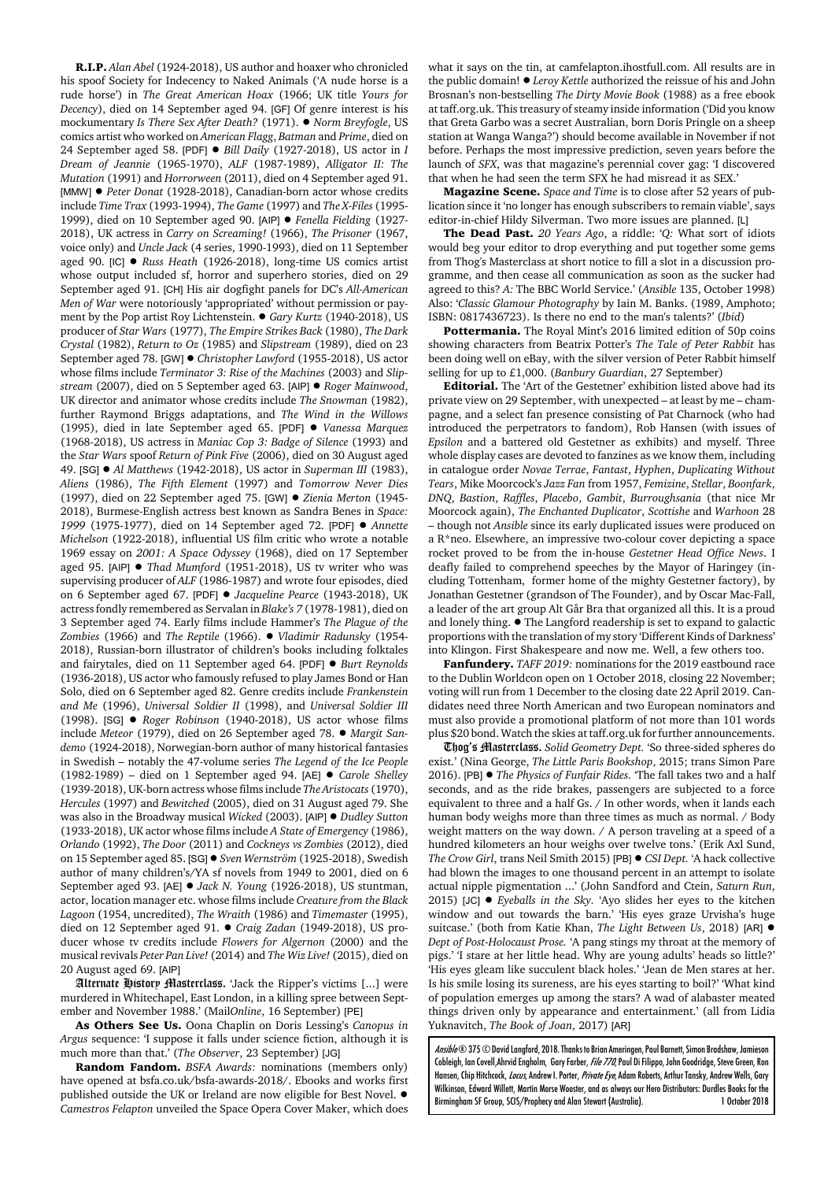**R.I.P.** *Alan Abel* (1924-2018), US author and hoaxer who chronicled his spoof Society for Indecency to Naked Animals ('A nude horse is a rude horse') in *The Great American Hoax* (1966; UK title *Yours for Decency*), died on 14 September aged 94. [GF] Of genre interest is his mockumentary *Is There Sex After Death?* (1971). ● *Norm Breyfogle*, US comics artist who worked on *American Flagg*, *Batman* and *Prime*, died on 24 September aged 58. [PDF] ● *Bill Daily* (1927-2018), US actor in *I Dream of Jeannie* (1965-1970), *ALF* (1987-1989), *Alligator II: The Mutation* (1991) and *Horrorween* (2011), died on 4 September aged 91. [MMW] ● *Peter Donat* (1928-2018), Canadian-born actor whose credits include *Time Trax* (1993-1994), *The Game* (1997) and *The X-Files* (1995-1999), died on 10 September aged 90. [AIP] ● *Fenella Fielding* (1927-2018), UK actress in *Carry on Screaming!* (1966), *The Prisoner* (1967, voice only) and *Uncle Jack* (4 series, 1990-1993), died on 11 September aged 90. [IC] ● *Russ Heath* (1926-2018), long-time US comics artist whose output included sf, horror and superhero stories, died on 29 September aged 91. [CH] His air dogfight panels for DC's *All-American Men of War* were notoriously 'appropriated' without permission or payment by the Pop artist Roy Lichtenstein. ● *Gary Kurtz* (1940-2018), US producer of *Star Wars* (1977), *The Empire Strikes Back* (1980), *The Dark Crystal* (1982), *Return to Oz* (1985) and *Slipstream* (1989), died on 23 September aged 78. [GW] ● *Christopher Lawford* (1955-2018), US actor whose films include *Terminator 3: Rise of the Machines* (2003) and *Slipstream* (2007), died on 5 September aged 63. [AIP] ● *Roger Mainwood*, UK director and animator whose credits include *The Snowman* (1982), further Raymond Briggs adaptations, and *The Wind in the Willows* (1995), died in late September aged 65. [PDF] ● *Vanessa Marquez* (1968-2018), US actress in *Maniac Cop 3: Badge of Silence* (1993) and the *Star Wars* spoof *Return of Pink Five* (2006), died on 30 August aged 49. [SG] ● *Al Matthews* (1942-2018), US actor in *Superman III* (1983), *Aliens* (1986), *The Fifth Element* (1997) and *Tomorrow Never Dies* (1997), died on 22 September aged 75. [GW] ● *Zienia Merton* (1945-2018), Burmese-English actress best known as Sandra Benes in *Space: 1999* (1975-1977), died on 14 September aged 72. [PDF] ● *Annette Michelson* (1922-2018), influential US film critic who wrote a notable 1969 essay on *2001: A Space Odyssey* (1968), died on 17 September aged 95. [AIP] ● *Thad Mumford* (1951-2018), US tv writer who was supervising producer of *ALF* (1986-1987) and wrote four episodes, died on 6 September aged 67. [PDF] ● *Jacqueline Pearce* (1943-2018), UK actress fondly remembered as Servalan in *Blake's 7* (1978-1981), died on 3 September aged 74. Early films include Hammer's *The Plague of the Zombies* (1966) and *The Reptile* (1966). ● *Vladimir Radunsky* (1954-2018), Russian-born illustrator of children's books including folktales and fairytales, died on 11 September aged 64. [PDF] ● *Burt Reynolds* (1936-2018), US actor who famously refused to play James Bond or Han Solo, died on 6 September aged 82. Genre credits include *Frankenstein and Me* (1996), *Universal Soldier II* (1998), and *Universal Soldier III* (1998). [SG] ● *Roger Robinson* (1940-2018), US actor whose films include *Meteor* (1979), died on 26 September aged 78. ● *Margit Sandemo* (1924-2018), Norwegian-born author of many historical fantasies in Swedish – notably the 47-volume series *The Legend of the Ice People* (1982-1989) – died on 1 September aged 94. [AE] ● *Carole Shelley* (1939-2018), UK-born actress whose films include *The Aristocats* (1970), *Hercules* (1997) and *Bewitched* (2005), died on 31 August aged 79. She was also in the Broadway musical *Wicked* (2003). [AIP] ● *Dudley Sutton* (1933-2018), UK actor whose films include *A State of Emergency* (1986), *Orlando* (1992), *The Door* (2011) and *Cockneys vs Zombies* (2012), died on 15 September aged 85. [SG] ● *Sven Wernström* (1925-2018), Swedish author of many children's/YA sf novels from 1949 to 2001, died on 6 September aged 93. [AE] ● *Jack N. Young* (1926-2018), US stuntman, actor, location manager etc. whose films include *Creature from the Black Lagoon* (1954, uncredited), *The Wraith* (1986) and *Timemaster* (1995), died on 12 September aged 91. ● *Craig Zadan* (1949-2018), US producer whose tv credits include *Flowers for Algernon* (2000) and the musical revivals *Peter Pan Live!* (2014) and *The Wiz Live!* (2015), died on 20 August aged 69. [AIP]

**Alternate History Masterclass.** 'Jack the Ripper's victims [...] were murdered in Whitechapel, East London, in a killing spree between September and November 1988.' (Mail*Online*, 16 September) [PE]

**As Others See Us.** Oona Chaplin on Doris Lessing's *Canopus in Argus* sequence: 'I suppose it falls under science fiction, although it is much more than that.' (*The Observer*, 23 September) [JG]

**Random Fandom.** *BSFA Awards:* nominations (members only) have opened at bsfa.co.uk/bsfa-awards-2018/. Ebooks and works first published outside the UK or Ireland are now eligible for Best Novel. ● *Camestros Felapton* unveiled the Space Opera Cover Maker, which does what it says on the tin, at camfelapton.ihostfull.com. All results are in the public domain! ● *Leroy Kettle* authorized the reissue of his and John Brosnan's non-bestselling *The Dirty Movie Book* (1988) as a free ebook at taff.org.uk. This treasury of steamy inside information ('Did you know that Greta Garbo was a secret Australian, born Doris Pringle on a sheep station at Wanga Wanga?') should become available in November if not before. Perhaps the most impressive prediction, seven years before the launch of *SFX*, was that magazine's perennial cover gag: 'I discovered that when he had seen the term SFX he had misread it as SEX.'

**Magazine Scene.** *Space and Time* is to close after 52 years of publication since it 'no longer has enough subscribers to remain viable', says editor-in-chief Hildy Silverman. Two more issues are planned. [L]

**The Dead Past.** *20 Years Ago*, a riddle: '*Q:* What sort of idiots would beg your editor to drop everything and put together some gems from Thog's Masterclass at short notice to fill a slot in a discussion programme, and then cease all communication as soon as the sucker had agreed to this? *A:* The BBC World Service.' (*Ansible* 135, October 1998) Also: '*Classic Glamour Photography* by Iain M. Banks. (1989, Amphoto; ISBN: 0817436723). Is there no end to the man's talents?' (*Ibid*)

**Pottermania.** The Royal Mint's 2016 limited edition of 50p coins showing characters from Beatrix Potter's *The Tale of Peter Rabbit* has been doing well on eBay, with the silver version of Peter Rabbit himself selling for up to £1,000. (*Banbury Guardian*, 27 September)

**Editorial.** The 'Art of the Gestetner' exhibition listed above had its private view on 29 September, with unexpected – at least by me – champagne, and a select fan presence consisting of Pat Charnock (who had introduced the perpetrators to fandom), Rob Hansen (with issues of *Epsilon* and a battered old Gestetner as exhibits) and myself. Three whole display cases are devoted to fanzines as we know them, including in catalogue order *Novae Terrae*, *Fantast*, *Hyphen*, *Duplicating Without Tears*, Mike Moorcock's *Jazz Fan* from 1957, *Femizine*, *Stellar*, *Boonfark*, *DNQ*, *Bastion*, *Raffles*, *Placebo*, *Gambit*, *Burroughsania* (that nice Mr Moorcock again), *The Enchanted Duplicator*, *Scottishe* and *Warhoon* 28 – though not *Ansible* since its early duplicated issues were produced on a R*neo. Elsewhere, an impressive two-colour cover depicting a space rocket proved to be from the in-house *Gestetner Head Office News*. I deafly failed to comprehend speeches by the Mayor of Haringey (including Tottenham, former home of the mighty Gestetner factory), by Jonathan Gestetner (grandson of The Founder), and by Oscar Mac-Fall, a leader of the art group Alt Går Bra that organized all this. It is a proud and lonely thing. ● The Langford readership is set to expand to galactic proportions with the translation of my story 'Different Kinds of Darkness' into Klingon. First Shakespeare and now me. Well, a few others too.

**Fanfundery.** *TAFF 2019:* nominations for the 2019 eastbound race to the Dublin Worldcon open on 1 October 2018, closing 22 November; voting will run from 1 December to the closing date 22 April 2019. Candidates need three North American and two European nominators and must also provide a promotional platform of not more than 101 words plus $20 bond. Watch the skies at taff.org.uk for further announcements.

**Thog's Masterclass.** *Solid Geometry Dept.* 'So three-sided spheres do exist.' (Nina George, *The Little Paris Bookshop*, 2015; trans Simon Pare 2016). [PB] ● *The Physics of Funfair Rides.* 'The fall takes two and a half seconds, and as the ride brakes, passengers are subjected to a force equivalent to three and a half Gs. / In other words, when it lands each human body weighs more than three times as much as normal. / Body weight matters on the way down. / A person traveling at a speed of a hundred kilometers an hour weighs over twelve tons.' (Erik Axl Sund, *The Crow Girl*, trans Neil Smith 2015) [PB] ● *CSI Dept.* 'A hack collective had blown the images to one thousand percent in an attempt to isolate actual nipple pigmentation ...' (John Sandford and Ctein, *Saturn Run*, 2015) [JC] ● *Eyeballs in the Sky.* 'Ayo slides her eyes to the kitchen window and out towards the barn.' 'His eyes graze Urvisha's huge suitcase.' (both from Katie Khan, *The Light Between Us*, 2018) [AR] ● *Dept of Post-Holocaust Prose.* 'A pang stings my throat at the memory of pigs.' 'I stare at her little head. Why are young adults' heads so little?' 'His eyes gleam like succulent black holes.' 'Jean de Men stares at her. Is his smile losing its sureness, are his eyes starting to boil?' 'What kind of population emerges up among the stars? A wad of alabaster meated things driven only by appearance and entertainment.' (all from Lidia Yuknavitch, *The Book of Joan*, 2017) [AR]

*Ansible*® 375 © David Langford, 2018. Thanks to Brian Ameringen, Paul Barnett, Simon Bradshaw, Jamieson Cobleigh, Ian Covell, Ahrvid Engholm, Gary Farber, *File 770*, Paul Di Filippo, John Goodridge, Steve Green, Ron Hansen, Chip Hitchcock, *Locus*, Andrew I. Porter, *Private Eye*, Adam Roberts, Arthur Tansky, Andrew Wells, Gary Wilkinson, Edward Willett, Martin Morse Wooster, and as always our Hero Distributors: Durdles Books for the Birmingham SF Group, SCIS/Prophecy and Alan Stewart (Australia). 1 October 2018